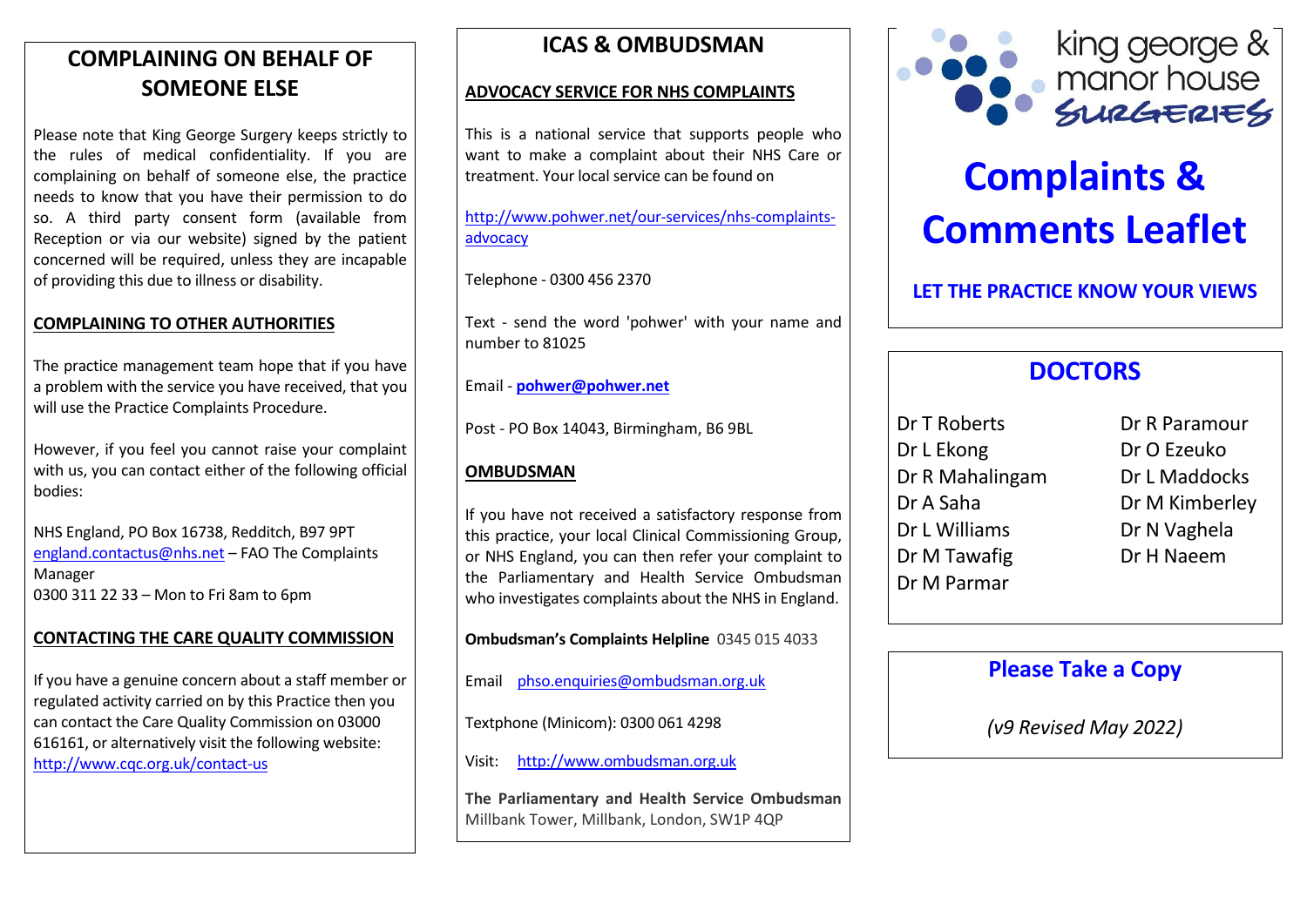## COMPLAINING ON BEHALF OF SOMEONE ELSE

Please note that King George Surgery keeps strictly to the rules of medical confidentiality. If you are complaining on behalf of someone else, the practice needs to know that you have their permission to do so. A third party consent form (available from Reception or via our website) signed by the patient concerned will be required, unless they are incapable of providing this due to illness or disability.

### COMPLAINING TO OTHER AUTHORITIES

The practice management team hope that if you have a problem with the service you have received, that you will use the Practice Complaints Procedure.

However, if you feel you cannot raise your complaint with us, you can contact either of the following official bodies:

NHS England, PO Box 16738, Redditch, B97 9PT
england.contactus@nhs.net – FAO The Complaints Manager
0300 311 22 33 – Mon to Fri 8am to 6pm

### CONTACTING THE CARE QUALITY COMMISSION

If you have a genuine concern about a staff member or regulated activity carried on by this Practice then you can contact the Care Quality Commission on 03000 616161, or alternatively visit the following website: http://www.cqc.org.uk/contact-us

## ICAS & OMBUDSMAN

### ADVOCACY SERVICE FOR NHS COMPLAINTS

This is a national service that supports people who want to make a complaint about their NHS Care or treatment. Your local service can be found on

http://www.pohwer.net/our-services/nhs-complaints-advocacy

Telephone - 0300 456 2370

Text - send the word 'pohwer' with your name and number to 81025

Email - **pohwer@pohwer.net**

Post - PO Box 14043, Birmingham, B6 9BL

### OMBUDSMAN

If you have not received a satisfactory response from this practice, your local Clinical Commissioning Group, or NHS England, you can then refer your complaint to the Parliamentary and Health Service Ombudsman who investigates complaints about the NHS in England.

**Ombudsman's Complaints Helpline** 0345 015 4033

Email phso.enquiries@ombudsman.org.uk

Textphone (Minicom): 0300 061 4298

Visit: http://www.ombudsman.org.uk

**The Parliamentary and Health Service Ombudsman**
Millbank Tower, Millbank, London, SW1P 4QP

king george & manor house SURGERIES

# Complaints & Comments Leaflet

**LET THE PRACTICE KNOW YOUR VIEWS**

## DOCTORS

Dr T Roberts
Dr L Ekong
Dr R Mahalingam
Dr A Saha
Dr L Williams
Dr M Tawafig
Dr M Parmar
Dr R Paramour
Dr O Ezeuko
Dr L Maddocks
Dr M Kimberley
Dr N Vaghela
Dr H Naeem

**Please Take a Copy**

*(v9 Revised May 2022)*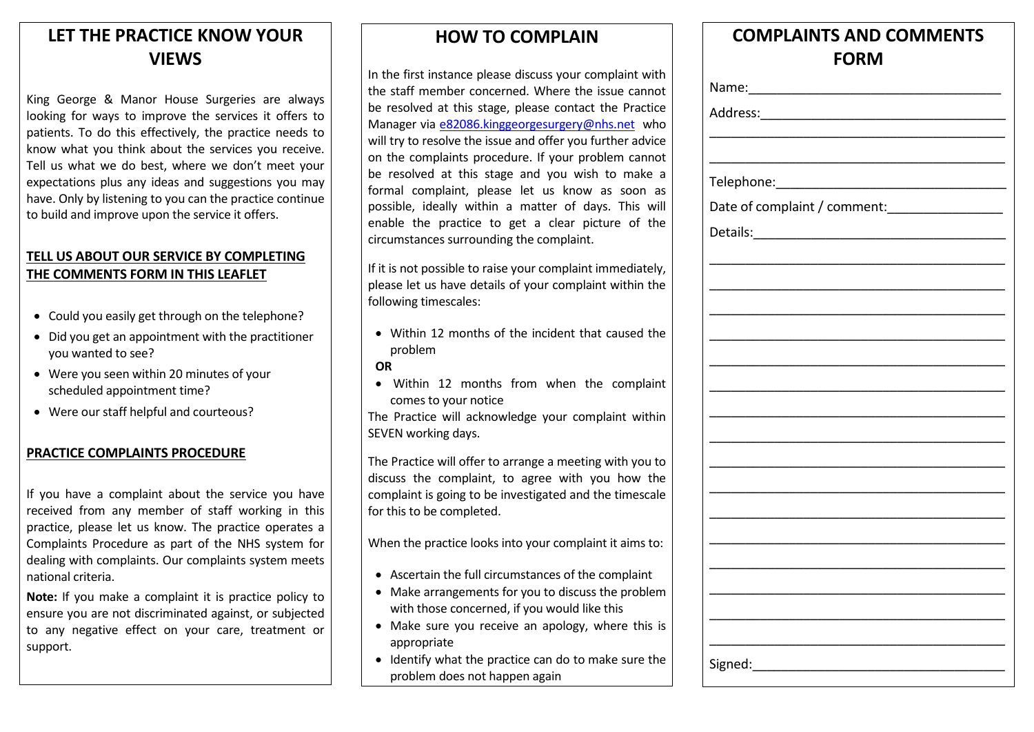## LET THE PRACTICE KNOW YOUR VIEWS

King George & Manor House Surgeries are always looking for ways to improve the services it offers to patients. To do this effectively, the practice needs to know what you think about the services you receive. Tell us what we do best, where we don't meet your expectations plus any ideas and suggestions you may have. Only by listening to you can the practice continue to build and improve upon the service it offers.

**TELL US ABOUT OUR SERVICE BY COMPLETING THE COMMENTS FORM IN THIS LEAFLET**

- Could you easily get through on the telephone?
- Did you get an appointment with the practitioner you wanted to see?
- Were you seen within 20 minutes of your scheduled appointment time?
- Were our staff helpful and courteous?

**PRACTICE COMPLAINTS PROCEDURE**

If you have a complaint about the service you have received from any member of staff working in this practice, please let us know. The practice operates a Complaints Procedure as part of the NHS system for dealing with complaints. Our complaints system meets national criteria.

**Note:** If you make a complaint it is practice policy to ensure you are not discriminated against, or subjected to any negative effect on your care, treatment or support.

## HOW TO COMPLAIN

In the first instance please discuss your complaint with the staff member concerned. Where the issue cannot be resolved at this stage, please contact the Practice Manager via e82086.kinggeorgesurgery@nhs.net who will try to resolve the issue and offer you further advice on the complaints procedure. If your problem cannot be resolved at this stage and you wish to make a formal complaint, please let us know as soon as possible, ideally within a matter of days. This will enable the practice to get a clear picture of the circumstances surrounding the complaint.

If it is not possible to raise your complaint immediately, please let us have details of your complaint within the following timescales:

- Within 12 months of the incident that caused the problem

**OR**

- Within 12 months from when the complaint comes to your notice

The Practice will acknowledge your complaint within SEVEN working days.

The Practice will offer to arrange a meeting with you to discuss the complaint, to agree with you how the complaint is going to be investigated and the timescale for this to be completed.

When the practice looks into your complaint it aims to:

- Ascertain the full circumstances of the complaint
- Make arrangements for you to discuss the problem with those concerned, if you would like this
- Make sure you receive an apology, where this is appropriate
- Identify what the practice can do to make sure the problem does not happen again

## COMPLAINTS AND COMMENTS FORM

Name:___________________________________

Address:_________________________________

_________________________________________

_________________________________________

Telephone:_______________________________

Date of complaint / comment:_______________

Details:__________________________________

_________________________________________

_________________________________________

_________________________________________

_________________________________________

_________________________________________

_________________________________________

_________________________________________

_________________________________________

_________________________________________

_________________________________________

_________________________________________

_________________________________________

_________________________________________

_________________________________________

_________________________________________

_________________________________________

Signed:__________________________________